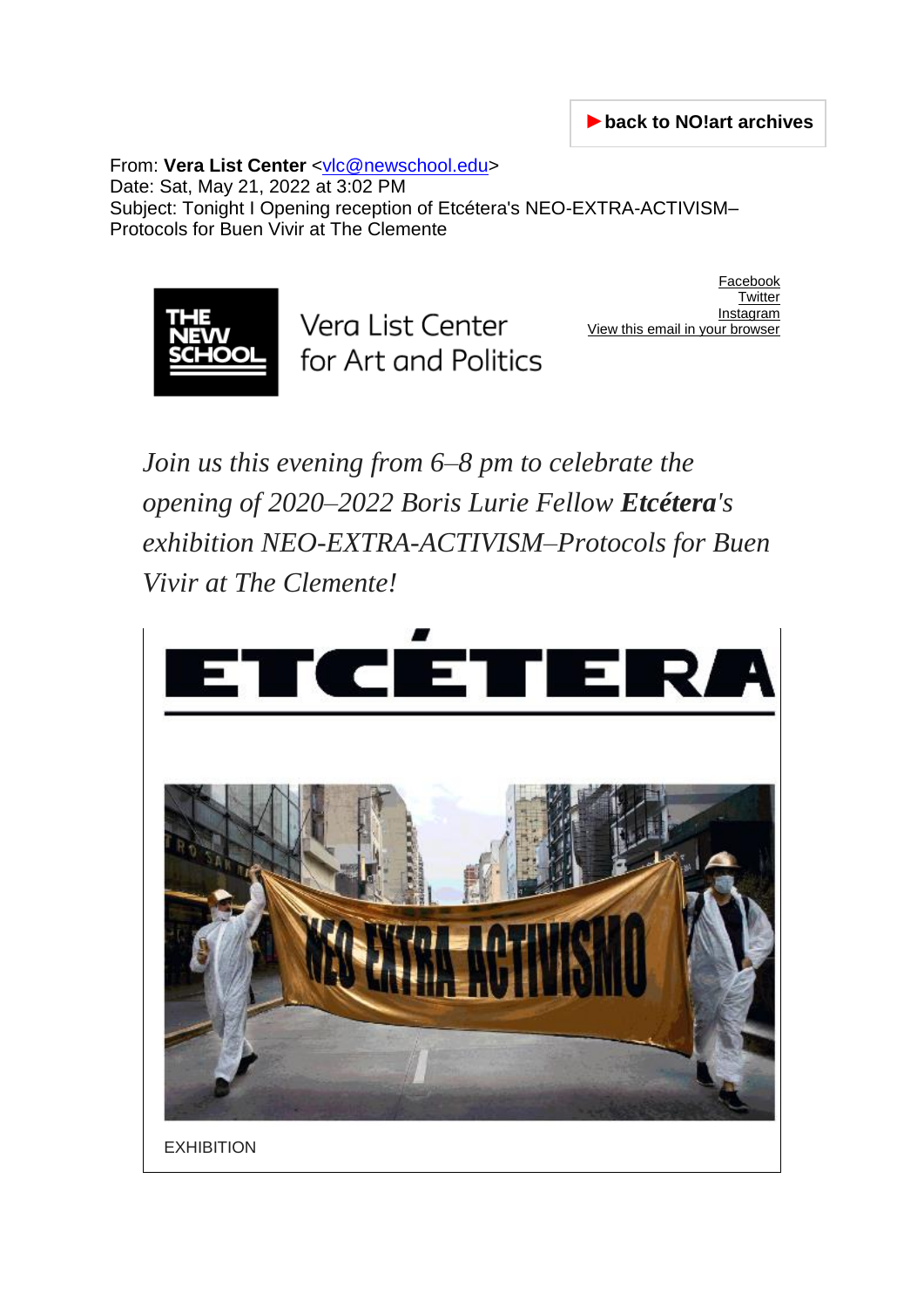►back to NO!art archives

From: **Vera List Center** <vlc@newschool.edu>
Date: Sat, May 21, 2022 at 3:02 PM
Subject: Tonight I Opening reception of Etcétera's NEO-EXTRA-ACTIVISM–Protocols for Buen Vivir at The Clemente

THE NEW SCHOOL

Vera List Center for Art and Politics

Facebook
Twitter
Instagram
View this email in your browser

*Join us this evening from 6–8 pm to celebrate the opening of 2020–2022 Boris Lurie Fellow **Etcétera**'s exhibition NEO-EXTRA-ACTIVISM–Protocols for Buen Vivir at The Clemente!*

ETCÉTERA

NEO EXTRA ACTIVISMO

EXHIBITION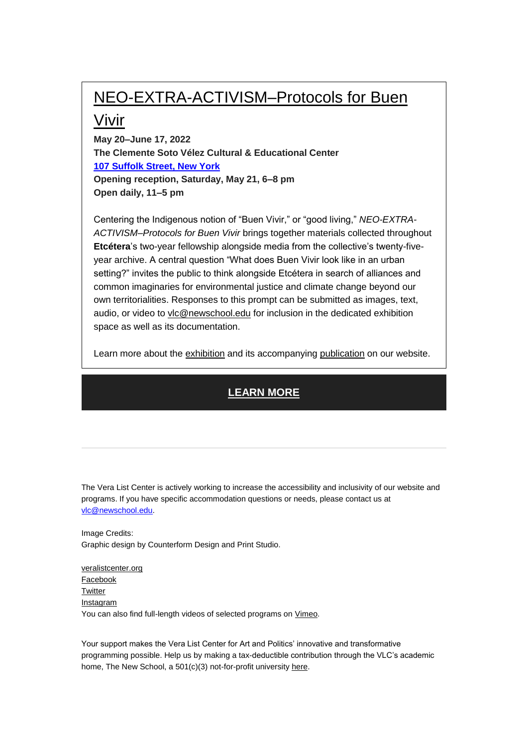## NEO-EXTRA-ACTIVISM–Protocols for Buen Vivir

**May 20–June 17, 2022**
**The Clemente Soto Vélez Cultural & Educational Center**
**107 Suffolk Street, New York**
**Opening reception, Saturday, May 21, 6–8 pm**
**Open daily, 11–5 pm**

Centering the Indigenous notion of "Buen Vivir," or "good living," *NEO-EXTRA-ACTIVISM–Protocols for Buen Vivir* brings together materials collected throughout **Etcétera**'s two-year fellowship alongside media from the collective's twenty-five-year archive. A central question "What does Buen Vivir look like in an urban setting?" invites the public to think alongside Etcétera in search of alliances and common imaginaries for environmental justice and climate change beyond our own territorialities. Responses to this prompt can be submitted as images, text, audio, or video to vlc@newschool.edu for inclusion in the dedicated exhibition space as well as its documentation.

Learn more about the exhibition and its accompanying publication on our website.

**LEARN MORE**

---

The Vera List Center is actively working to increase the accessibility and inclusivity of our website and programs. If you have specific accommodation questions or needs, please contact us at vlc@newschool.edu.

Image Credits:
Graphic design by Counterform Design and Print Studio.

veralistcenter.org
Facebook
Twitter
Instagram
You can also find full-length videos of selected programs on Vimeo.

Your support makes the Vera List Center for Art and Politics' innovative and transformative programming possible. Help us by making a tax-deductible contribution through the VLC's academic home, The New School, a 501(c)(3) not-for-profit university here.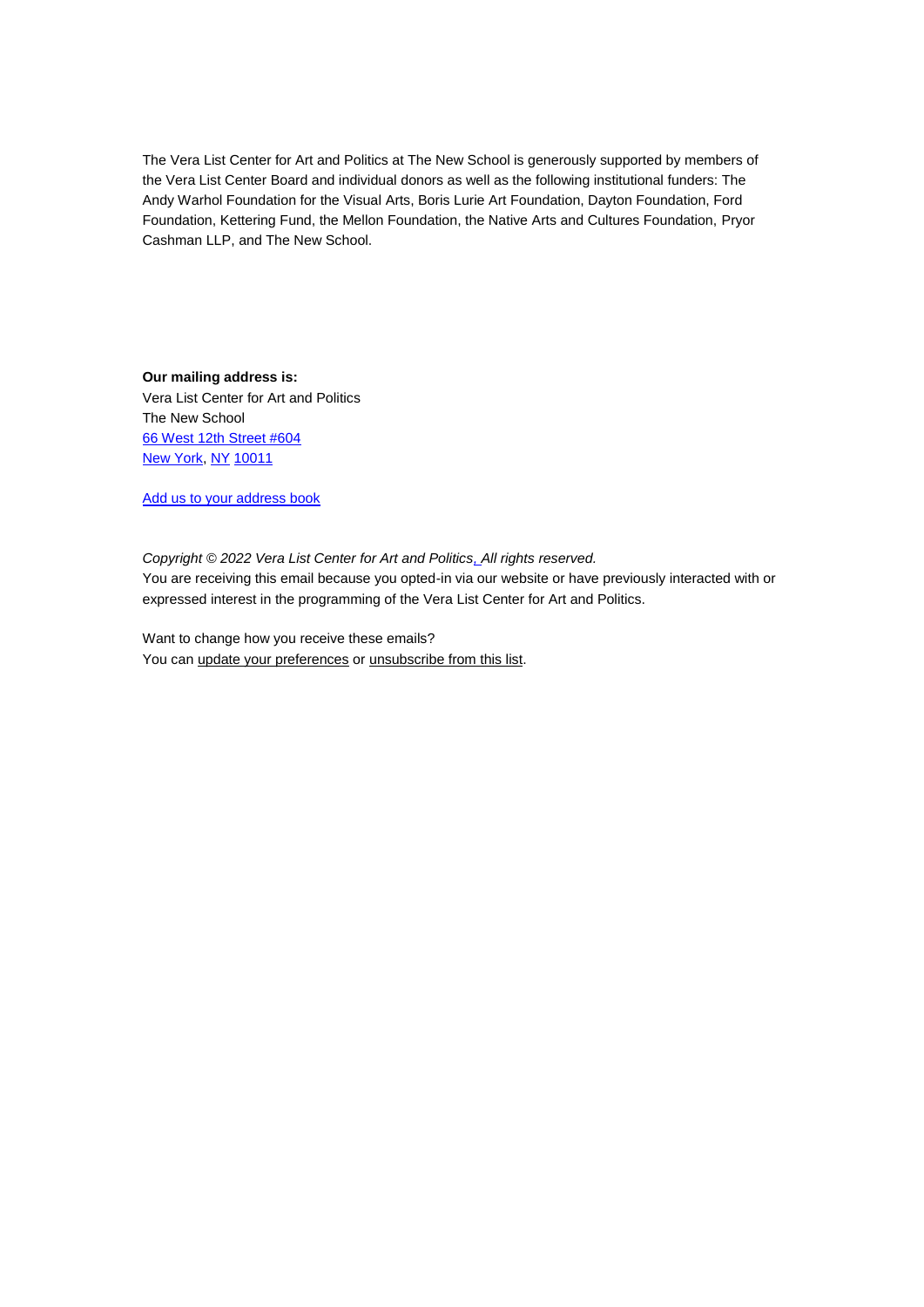The Vera List Center for Art and Politics at The New School is generously supported by members of the Vera List Center Board and individual donors as well as the following institutional funders: The Andy Warhol Foundation for the Visual Arts, Boris Lurie Art Foundation, Dayton Foundation, Ford Foundation, Kettering Fund, the Mellon Foundation, the Native Arts and Cultures Foundation, Pryor Cashman LLP, and The New School.

**Our mailing address is:**
Vera List Center for Art and Politics
The New School
66 West 12th Street #604
New York, NY 10011

Add us to your address book

*Copyright © 2022 Vera List Center for Art and Politics, All rights reserved.*
You are receiving this email because you opted-in via our website or have previously interacted with or expressed interest in the programming of the Vera List Center for Art and Politics.

Want to change how you receive these emails?
You can update your preferences or unsubscribe from this list.